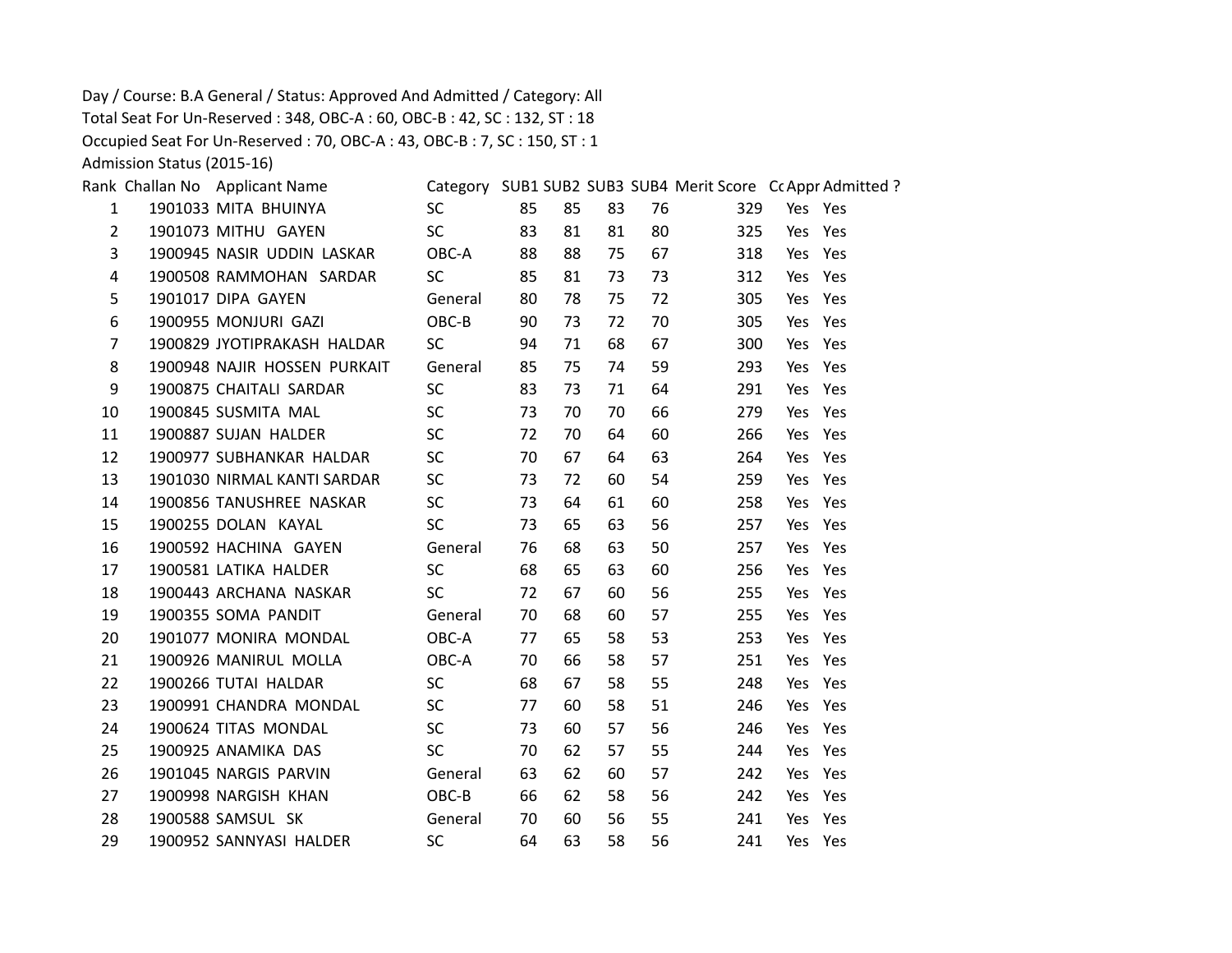Day / Course: B.A General / Status: Approved And Admitted / Category: All

Total Seat For Un-Reserved : 348, OBC-A : 60, OBC-B : 42, SC : 132, ST : 18

Occupied Seat For Un-Reserved : 70, OBC-A : 43, OBC-B : 7, SC : 150, ST : 1

Admission Status (2015-16)

| Rank | Challan No | Applicant Name | Category | SUB1 | SUB2 | SUB3 | SUB4 | Merit Score | Cc | Appr | Admitted ? |
|---|---|---|---|---|---|---|---|---|---|---|---|
| 1 | 1901033 | MITA BHUINYA | SC | 85 | 85 | 83 | 76 | 329 | | Yes | Yes |
| 2 | 1901073 | MITHU GAYEN | SC | 83 | 81 | 81 | 80 | 325 | | Yes | Yes |
| 3 | 1900945 | NASIR UDDIN LASKAR | OBC-A | 88 | 88 | 75 | 67 | 318 | | Yes | Yes |
| 4 | 1900508 | RAMMOHAN SARDAR | SC | 85 | 81 | 73 | 73 | 312 | | Yes | Yes |
| 5 | 1901017 | DIPA GAYEN | General | 80 | 78 | 75 | 72 | 305 | | Yes | Yes |
| 6 | 1900955 | MONJURI GAZI | OBC-B | 90 | 73 | 72 | 70 | 305 | | Yes | Yes |
| 7 | 1900829 | JYOTIPRAKASH HALDAR | SC | 94 | 71 | 68 | 67 | 300 | | Yes | Yes |
| 8 | 1900948 | NAJIR HOSSEN PURKAIT | General | 85 | 75 | 74 | 59 | 293 | | Yes | Yes |
| 9 | 1900875 | CHAITALI SARDAR | SC | 83 | 73 | 71 | 64 | 291 | | Yes | Yes |
| 10 | 1900845 | SUSMITA MAL | SC | 73 | 70 | 70 | 66 | 279 | | Yes | Yes |
| 11 | 1900887 | SUJAN HALDER | SC | 72 | 70 | 64 | 60 | 266 | | Yes | Yes |
| 12 | 1900977 | SUBHANKAR HALDAR | SC | 70 | 67 | 64 | 63 | 264 | | Yes | Yes |
| 13 | 1901030 | NIRMAL KANTI SARDAR | SC | 73 | 72 | 60 | 54 | 259 | | Yes | Yes |
| 14 | 1900856 | TANUSHREE NASKAR | SC | 73 | 64 | 61 | 60 | 258 | | Yes | Yes |
| 15 | 1900255 | DOLAN KAYAL | SC | 73 | 65 | 63 | 56 | 257 | | Yes | Yes |
| 16 | 1900592 | HACHINA GAYEN | General | 76 | 68 | 63 | 50 | 257 | | Yes | Yes |
| 17 | 1900581 | LATIKA HALDER | SC | 68 | 65 | 63 | 60 | 256 | | Yes | Yes |
| 18 | 1900443 | ARCHANA NASKAR | SC | 72 | 67 | 60 | 56 | 255 | | Yes | Yes |
| 19 | 1900355 | SOMA PANDIT | General | 70 | 68 | 60 | 57 | 255 | | Yes | Yes |
| 20 | 1901077 | MONIRA MONDAL | OBC-A | 77 | 65 | 58 | 53 | 253 | | Yes | Yes |
| 21 | 1900926 | MANIRUL MOLLA | OBC-A | 70 | 66 | 58 | 57 | 251 | | Yes | Yes |
| 22 | 1900266 | TUTAI HALDAR | SC | 68 | 67 | 58 | 55 | 248 | | Yes | Yes |
| 23 | 1900991 | CHANDRA MONDAL | SC | 77 | 60 | 58 | 51 | 246 | | Yes | Yes |
| 24 | 1900624 | TITAS MONDAL | SC | 73 | 60 | 57 | 56 | 246 | | Yes | Yes |
| 25 | 1900925 | ANAMIKA DAS | SC | 70 | 62 | 57 | 55 | 244 | | Yes | Yes |
| 26 | 1901045 | NARGIS PARVIN | General | 63 | 62 | 60 | 57 | 242 | | Yes | Yes |
| 27 | 1900998 | NARGISH KHAN | OBC-B | 66 | 62 | 58 | 56 | 242 | | Yes | Yes |
| 28 | 1900588 | SAMSUL SK | General | 70 | 60 | 56 | 55 | 241 | | Yes | Yes |
| 29 | 1900952 | SANNYASI HALDER | SC | 64 | 63 | 58 | 56 | 241 | | Yes | Yes |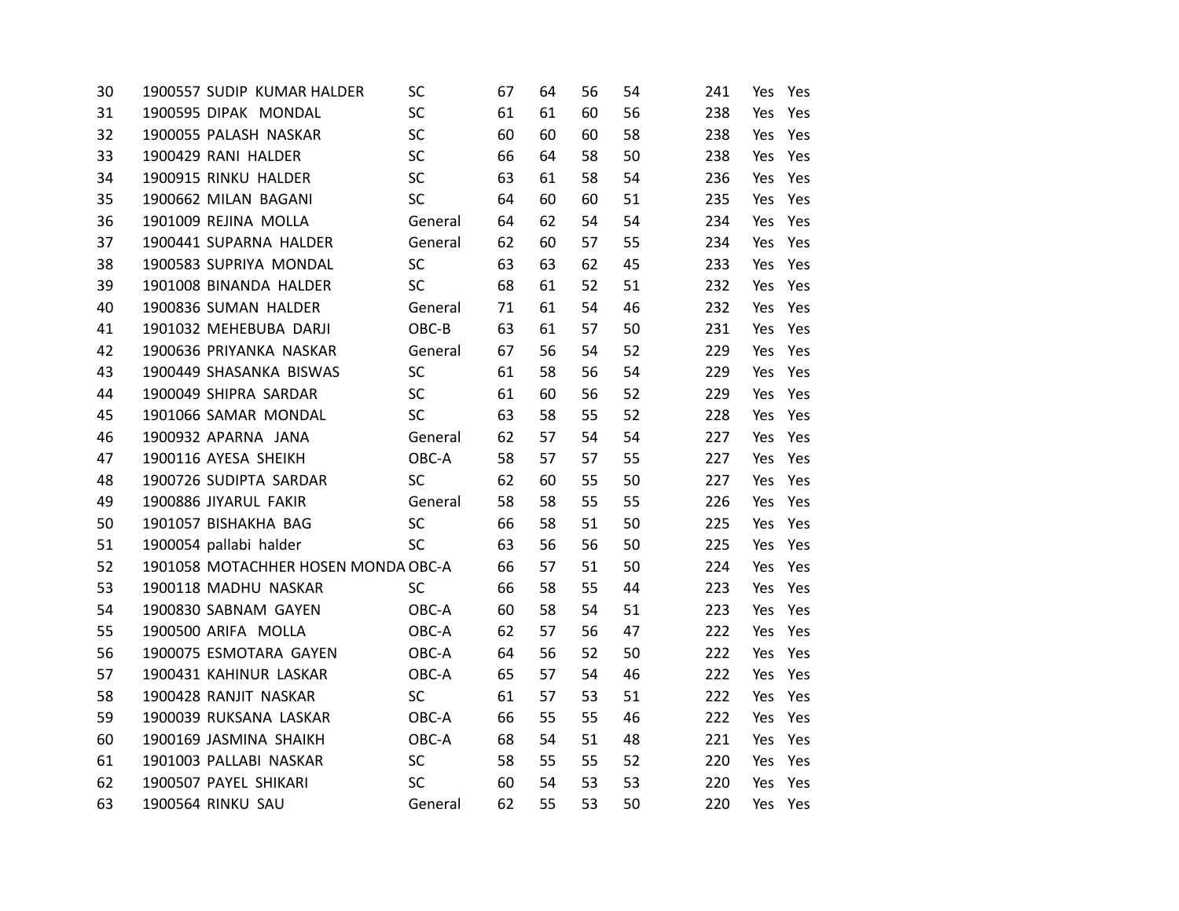| | | | | | | | | | | |
|---|---|---|---|---|---|---|---|---|---|---|
| 30 | 1900557 | SUDIP KUMAR HALDER | SC | 67 | 64 | 56 | 54 | 241 | Yes | Yes |
| 31 | 1900595 | DIPAK MONDAL | SC | 61 | 61 | 60 | 56 | 238 | Yes | Yes |
| 32 | 1900055 | PALASH NASKAR | SC | 60 | 60 | 60 | 58 | 238 | Yes | Yes |
| 33 | 1900429 | RANI HALDER | SC | 66 | 64 | 58 | 50 | 238 | Yes | Yes |
| 34 | 1900915 | RINKU HALDER | SC | 63 | 61 | 58 | 54 | 236 | Yes | Yes |
| 35 | 1900662 | MILAN BAGANI | SC | 64 | 60 | 60 | 51 | 235 | Yes | Yes |
| 36 | 1901009 | REJINA MOLLA | General | 64 | 62 | 54 | 54 | 234 | Yes | Yes |
| 37 | 1900441 | SUPARNA HALDER | General | 62 | 60 | 57 | 55 | 234 | Yes | Yes |
| 38 | 1900583 | SUPRIYA MONDAL | SC | 63 | 63 | 62 | 45 | 233 | Yes | Yes |
| 39 | 1901008 | BINANDA HALDER | SC | 68 | 61 | 52 | 51 | 232 | Yes | Yes |
| 40 | 1900836 | SUMAN HALDER | General | 71 | 61 | 54 | 46 | 232 | Yes | Yes |
| 41 | 1901032 | MEHEBUBA DARJI | OBC-B | 63 | 61 | 57 | 50 | 231 | Yes | Yes |
| 42 | 1900636 | PRIYANKA NASKAR | General | 67 | 56 | 54 | 52 | 229 | Yes | Yes |
| 43 | 1900449 | SHASANKA BISWAS | SC | 61 | 58 | 56 | 54 | 229 | Yes | Yes |
| 44 | 1900049 | SHIPRA SARDAR | SC | 61 | 60 | 56 | 52 | 229 | Yes | Yes |
| 45 | 1901066 | SAMAR MONDAL | SC | 63 | 58 | 55 | 52 | 228 | Yes | Yes |
| 46 | 1900932 | APARNA JANA | General | 62 | 57 | 54 | 54 | 227 | Yes | Yes |
| 47 | 1900116 | AYESA SHEIKH | OBC-A | 58 | 57 | 57 | 55 | 227 | Yes | Yes |
| 48 | 1900726 | SUDIPTA SARDAR | SC | 62 | 60 | 55 | 50 | 227 | Yes | Yes |
| 49 | 1900886 | JIYARUL FAKIR | General | 58 | 58 | 55 | 55 | 226 | Yes | Yes |
| 50 | 1901057 | BISHAKHA BAG | SC | 66 | 58 | 51 | 50 | 225 | Yes | Yes |
| 51 | 1900054 | pallabi halder | SC | 63 | 56 | 56 | 50 | 225 | Yes | Yes |
| 52 | 1901058 | MOTACHHER HOSEN MONDA | OBC-A | 66 | 57 | 51 | 50 | 224 | Yes | Yes |
| 53 | 1900118 | MADHU NASKAR | SC | 66 | 58 | 55 | 44 | 223 | Yes | Yes |
| 54 | 1900830 | SABNAM GAYEN | OBC-A | 60 | 58 | 54 | 51 | 223 | Yes | Yes |
| 55 | 1900500 | ARIFA MOLLA | OBC-A | 62 | 57 | 56 | 47 | 222 | Yes | Yes |
| 56 | 1900075 | ESMOTARA GAYEN | OBC-A | 64 | 56 | 52 | 50 | 222 | Yes | Yes |
| 57 | 1900431 | KAHINUR LASKAR | OBC-A | 65 | 57 | 54 | 46 | 222 | Yes | Yes |
| 58 | 1900428 | RANJIT NASKAR | SC | 61 | 57 | 53 | 51 | 222 | Yes | Yes |
| 59 | 1900039 | RUKSANA LASKAR | OBC-A | 66 | 55 | 55 | 46 | 222 | Yes | Yes |
| 60 | 1900169 | JASMINA SHAIKH | OBC-A | 68 | 54 | 51 | 48 | 221 | Yes | Yes |
| 61 | 1901003 | PALLABI NASKAR | SC | 58 | 55 | 55 | 52 | 220 | Yes | Yes |
| 62 | 1900507 | PAYEL SHIKARI | SC | 60 | 54 | 53 | 53 | 220 | Yes | Yes |
| 63 | 1900564 | RINKU SAU | General | 62 | 55 | 53 | 50 | 220 | Yes | Yes |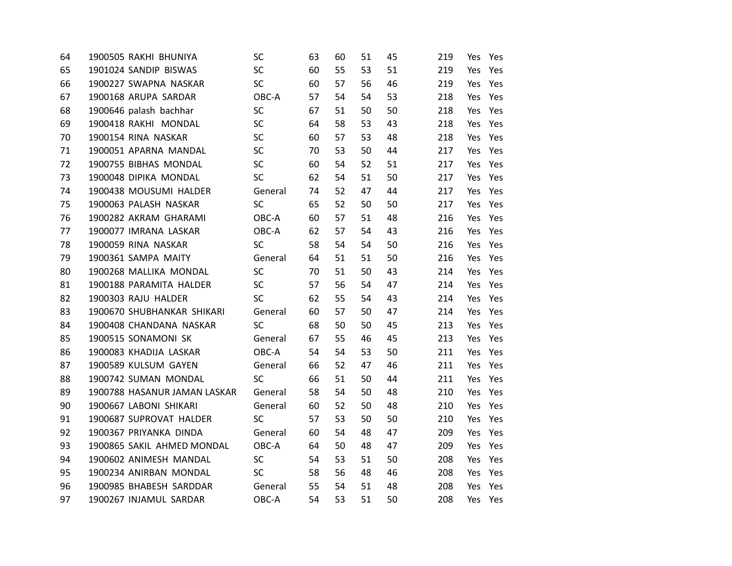| | | | | | | | | | |
|---|---|---|---|---|---|---|---|---|---|
| 64 | 1900505 RAKHI BHUNIYA | SC | 63 | 60 | 51 | 45 | 219 | Yes | Yes |
| 65 | 1901024 SANDIP BISWAS | SC | 60 | 55 | 53 | 51 | 219 | Yes | Yes |
| 66 | 1900227 SWAPNA NASKAR | SC | 60 | 57 | 56 | 46 | 219 | Yes | Yes |
| 67 | 1900168 ARUPA SARDAR | OBC-A | 57 | 54 | 54 | 53 | 218 | Yes | Yes |
| 68 | 1900646 palash bachhar | SC | 67 | 51 | 50 | 50 | 218 | Yes | Yes |
| 69 | 1900418 RAKHI MONDAL | SC | 64 | 58 | 53 | 43 | 218 | Yes | Yes |
| 70 | 1900154 RINA NASKAR | SC | 60 | 57 | 53 | 48 | 218 | Yes | Yes |
| 71 | 1900051 APARNA MANDAL | SC | 70 | 53 | 50 | 44 | 217 | Yes | Yes |
| 72 | 1900755 BIBHAS MONDAL | SC | 60 | 54 | 52 | 51 | 217 | Yes | Yes |
| 73 | 1900048 DIPIKA MONDAL | SC | 62 | 54 | 51 | 50 | 217 | Yes | Yes |
| 74 | 1900438 MOUSUMI HALDER | General | 74 | 52 | 47 | 44 | 217 | Yes | Yes |
| 75 | 1900063 PALASH NASKAR | SC | 65 | 52 | 50 | 50 | 217 | Yes | Yes |
| 76 | 1900282 AKRAM GHARAMI | OBC-A | 60 | 57 | 51 | 48 | 216 | Yes | Yes |
| 77 | 1900077 IMRANA LASKAR | OBC-A | 62 | 57 | 54 | 43 | 216 | Yes | Yes |
| 78 | 1900059 RINA NASKAR | SC | 58 | 54 | 54 | 50 | 216 | Yes | Yes |
| 79 | 1900361 SAMPA MAITY | General | 64 | 51 | 51 | 50 | 216 | Yes | Yes |
| 80 | 1900268 MALLIKA MONDAL | SC | 70 | 51 | 50 | 43 | 214 | Yes | Yes |
| 81 | 1900188 PARAMITA HALDER | SC | 57 | 56 | 54 | 47 | 214 | Yes | Yes |
| 82 | 1900303 RAJU HALDER | SC | 62 | 55 | 54 | 43 | 214 | Yes | Yes |
| 83 | 1900670 SHUBHANKAR SHIKARI | General | 60 | 57 | 50 | 47 | 214 | Yes | Yes |
| 84 | 1900408 CHANDANA NASKAR | SC | 68 | 50 | 50 | 45 | 213 | Yes | Yes |
| 85 | 1900515 SONAMONI SK | General | 67 | 55 | 46 | 45 | 213 | Yes | Yes |
| 86 | 1900083 KHADIJA LASKAR | OBC-A | 54 | 54 | 53 | 50 | 211 | Yes | Yes |
| 87 | 1900589 KULSUM GAYEN | General | 66 | 52 | 47 | 46 | 211 | Yes | Yes |
| 88 | 1900742 SUMAN MONDAL | SC | 66 | 51 | 50 | 44 | 211 | Yes | Yes |
| 89 | 1900788 HASANUR JAMAN LASKAR | General | 58 | 54 | 50 | 48 | 210 | Yes | Yes |
| 90 | 1900667 LABONI SHIKARI | General | 60 | 52 | 50 | 48 | 210 | Yes | Yes |
| 91 | 1900687 SUPROVAT HALDER | SC | 57 | 53 | 50 | 50 | 210 | Yes | Yes |
| 92 | 1900367 PRIYANKA DINDA | General | 60 | 54 | 48 | 47 | 209 | Yes | Yes |
| 93 | 1900865 SAKIL AHMED MONDAL | OBC-A | 64 | 50 | 48 | 47 | 209 | Yes | Yes |
| 94 | 1900602 ANIMESH MANDAL | SC | 54 | 53 | 51 | 50 | 208 | Yes | Yes |
| 95 | 1900234 ANIRBAN MONDAL | SC | 58 | 56 | 48 | 46 | 208 | Yes | Yes |
| 96 | 1900985 BHABESH SARDDAR | General | 55 | 54 | 51 | 48 | 208 | Yes | Yes |
| 97 | 1900267 INJAMUL SARDAR | OBC-A | 54 | 53 | 51 | 50 | 208 | Yes | Yes |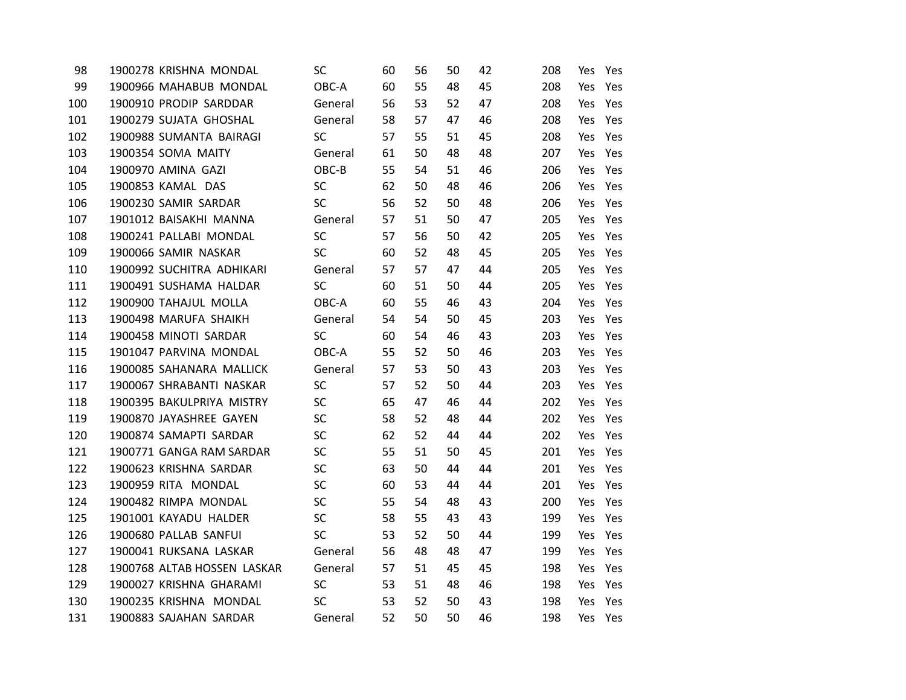| | | | | | | | | | | |
|---|---|---|---|---|---|---|---|---|---|---|
| 98 | 1900278 | KRISHNA MONDAL | SC | 60 | 56 | 50 | 42 | 208 | Yes | Yes |
| 99 | 1900966 | MAHABUB MONDAL | OBC-A | 60 | 55 | 48 | 45 | 208 | Yes | Yes |
| 100 | 1900910 | PRODIP SARDDAR | General | 56 | 53 | 52 | 47 | 208 | Yes | Yes |
| 101 | 1900279 | SUJATA GHOSHAL | General | 58 | 57 | 47 | 46 | 208 | Yes | Yes |
| 102 | 1900988 | SUMANTA BAIRAGI | SC | 57 | 55 | 51 | 45 | 208 | Yes | Yes |
| 103 | 1900354 | SOMA MAITY | General | 61 | 50 | 48 | 48 | 207 | Yes | Yes |
| 104 | 1900970 | AMINA GAZI | OBC-B | 55 | 54 | 51 | 46 | 206 | Yes | Yes |
| 105 | 1900853 | KAMAL DAS | SC | 62 | 50 | 48 | 46 | 206 | Yes | Yes |
| 106 | 1900230 | SAMIR SARDAR | SC | 56 | 52 | 50 | 48 | 206 | Yes | Yes |
| 107 | 1901012 | BAISAKHI MANNA | General | 57 | 51 | 50 | 47 | 205 | Yes | Yes |
| 108 | 1900241 | PALLABI MONDAL | SC | 57 | 56 | 50 | 42 | 205 | Yes | Yes |
| 109 | 1900066 | SAMIR NASKAR | SC | 60 | 52 | 48 | 45 | 205 | Yes | Yes |
| 110 | 1900992 | SUCHITRA ADHIKARI | General | 57 | 57 | 47 | 44 | 205 | Yes | Yes |
| 111 | 1900491 | SUSHAMA HALDAR | SC | 60 | 51 | 50 | 44 | 205 | Yes | Yes |
| 112 | 1900900 | TAHAJUL MOLLA | OBC-A | 60 | 55 | 46 | 43 | 204 | Yes | Yes |
| 113 | 1900498 | MARUFA SHAIKH | General | 54 | 54 | 50 | 45 | 203 | Yes | Yes |
| 114 | 1900458 | MINOTI SARDAR | SC | 60 | 54 | 46 | 43 | 203 | Yes | Yes |
| 115 | 1901047 | PARVINA MONDAL | OBC-A | 55 | 52 | 50 | 46 | 203 | Yes | Yes |
| 116 | 1900085 | SAHANARA MALLICK | General | 57 | 53 | 50 | 43 | 203 | Yes | Yes |
| 117 | 1900067 | SHRABANTI NASKAR | SC | 57 | 52 | 50 | 44 | 203 | Yes | Yes |
| 118 | 1900395 | BAKULPRIYA MISTRY | SC | 65 | 47 | 46 | 44 | 202 | Yes | Yes |
| 119 | 1900870 | JAYASHREE GAYEN | SC | 58 | 52 | 48 | 44 | 202 | Yes | Yes |
| 120 | 1900874 | SAMAPTI SARDAR | SC | 62 | 52 | 44 | 44 | 202 | Yes | Yes |
| 121 | 1900771 | GANGA RAM SARDAR | SC | 55 | 51 | 50 | 45 | 201 | Yes | Yes |
| 122 | 1900623 | KRISHNA SARDAR | SC | 63 | 50 | 44 | 44 | 201 | Yes | Yes |
| 123 | 1900959 | RITA MONDAL | SC | 60 | 53 | 44 | 44 | 201 | Yes | Yes |
| 124 | 1900482 | RIMPA MONDAL | SC | 55 | 54 | 48 | 43 | 200 | Yes | Yes |
| 125 | 1901001 | KAYADU HALDER | SC | 58 | 55 | 43 | 43 | 199 | Yes | Yes |
| 126 | 1900680 | PALLAB SANFUI | SC | 53 | 52 | 50 | 44 | 199 | Yes | Yes |
| 127 | 1900041 | RUKSANA LASKAR | General | 56 | 48 | 48 | 47 | 199 | Yes | Yes |
| 128 | 1900768 | ALTAB HOSSEN LASKAR | General | 57 | 51 | 45 | 45 | 198 | Yes | Yes |
| 129 | 1900027 | KRISHNA GHARAMI | SC | 53 | 51 | 48 | 46 | 198 | Yes | Yes |
| 130 | 1900235 | KRISHNA MONDAL | SC | 53 | 52 | 50 | 43 | 198 | Yes | Yes |
| 131 | 1900883 | SAJAHAN SARDAR | General | 52 | 50 | 50 | 46 | 198 | Yes | Yes |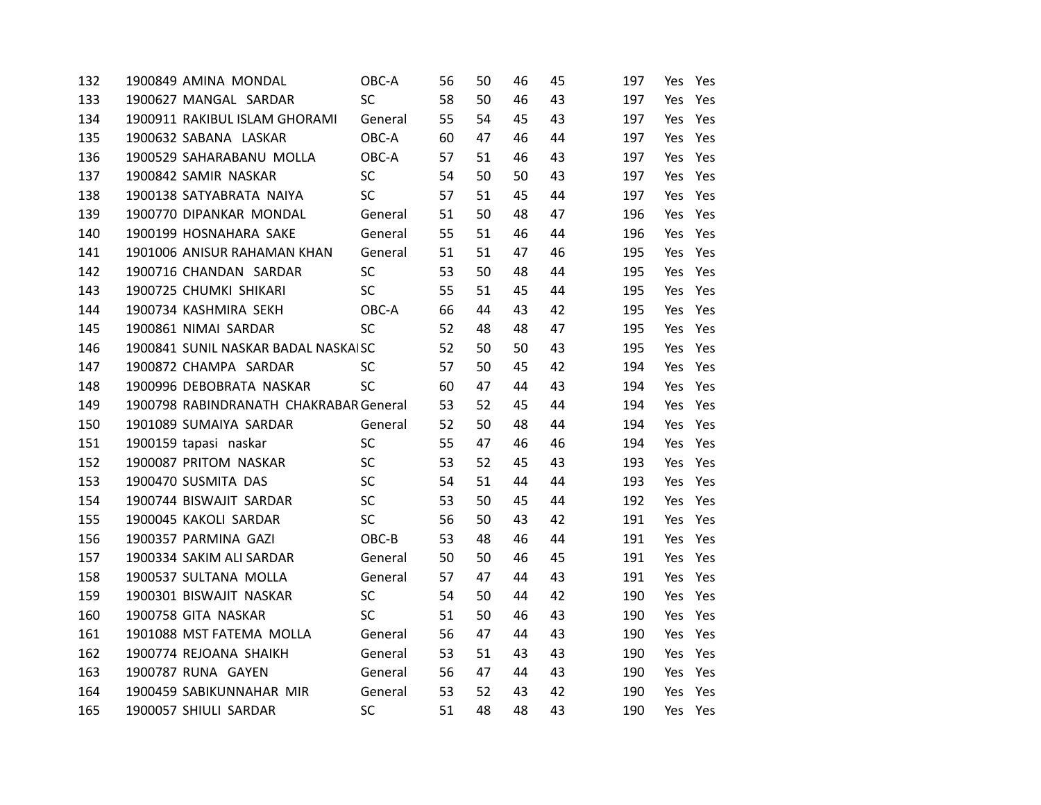| | | | | | | | | | | |
|---|---|---|---|---|---|---|---|---|---|---|
| 132 | 1900849 | AMINA MONDAL | OBC-A | 56 | 50 | 46 | 45 | 197 | Yes | Yes |
| 133 | 1900627 | MANGAL SARDAR | SC | 58 | 50 | 46 | 43 | 197 | Yes | Yes |
| 134 | 1900911 | RAKIBUL ISLAM GHORAMI | General | 55 | 54 | 45 | 43 | 197 | Yes | Yes |
| 135 | 1900632 | SABANA LASKAR | OBC-A | 60 | 47 | 46 | 44 | 197 | Yes | Yes |
| 136 | 1900529 | SAHARABANU MOLLA | OBC-A | 57 | 51 | 46 | 43 | 197 | Yes | Yes |
| 137 | 1900842 | SAMIR NASKAR | SC | 54 | 50 | 50 | 43 | 197 | Yes | Yes |
| 138 | 1900138 | SATYABRATA NAIYA | SC | 57 | 51 | 45 | 44 | 197 | Yes | Yes |
| 139 | 1900770 | DIPANKAR MONDAL | General | 51 | 50 | 48 | 47 | 196 | Yes | Yes |
| 140 | 1900199 | HOSNAHARA SAKE | General | 55 | 51 | 46 | 44 | 196 | Yes | Yes |
| 141 | 1901006 | ANISUR RAHAMAN KHAN | General | 51 | 51 | 47 | 46 | 195 | Yes | Yes |
| 142 | 1900716 | CHANDAN SARDAR | SC | 53 | 50 | 48 | 44 | 195 | Yes | Yes |
| 143 | 1900725 | CHUMKI SHIKARI | SC | 55 | 51 | 45 | 44 | 195 | Yes | Yes |
| 144 | 1900734 | KASHMIRA SEKH | OBC-A | 66 | 44 | 43 | 42 | 195 | Yes | Yes |
| 145 | 1900861 | NIMAI SARDAR | SC | 52 | 48 | 48 | 47 | 195 | Yes | Yes |
| 146 | 1900841 | SUNIL NASKAR BADAL NASKAI | SC | 52 | 50 | 50 | 43 | 195 | Yes | Yes |
| 147 | 1900872 | CHAMPA SARDAR | SC | 57 | 50 | 45 | 42 | 194 | Yes | Yes |
| 148 | 1900996 | DEBOBRATA NASKAR | SC | 60 | 47 | 44 | 43 | 194 | Yes | Yes |
| 149 | 1900798 | RABINDRANATH CHAKRABAR | General | 53 | 52 | 45 | 44 | 194 | Yes | Yes |
| 150 | 1901089 | SUMAIYA SARDAR | General | 52 | 50 | 48 | 44 | 194 | Yes | Yes |
| 151 | 1900159 | tapasi naskar | SC | 55 | 47 | 46 | 46 | 194 | Yes | Yes |
| 152 | 1900087 | PRITOM NASKAR | SC | 53 | 52 | 45 | 43 | 193 | Yes | Yes |
| 153 | 1900470 | SUSMITA DAS | SC | 54 | 51 | 44 | 44 | 193 | Yes | Yes |
| 154 | 1900744 | BISWAJIT SARDAR | SC | 53 | 50 | 45 | 44 | 192 | Yes | Yes |
| 155 | 1900045 | KAKOLI SARDAR | SC | 56 | 50 | 43 | 42 | 191 | Yes | Yes |
| 156 | 1900357 | PARMINA GAZI | OBC-B | 53 | 48 | 46 | 44 | 191 | Yes | Yes |
| 157 | 1900334 | SAKIM ALI SARDAR | General | 50 | 50 | 46 | 45 | 191 | Yes | Yes |
| 158 | 1900537 | SULTANA MOLLA | General | 57 | 47 | 44 | 43 | 191 | Yes | Yes |
| 159 | 1900301 | BISWAJIT NASKAR | SC | 54 | 50 | 44 | 42 | 190 | Yes | Yes |
| 160 | 1900758 | GITA NASKAR | SC | 51 | 50 | 46 | 43 | 190 | Yes | Yes |
| 161 | 1901088 | MST FATEMA MOLLA | General | 56 | 47 | 44 | 43 | 190 | Yes | Yes |
| 162 | 1900774 | REJOANA SHAIKH | General | 53 | 51 | 43 | 43 | 190 | Yes | Yes |
| 163 | 1900787 | RUNA GAYEN | General | 56 | 47 | 44 | 43 | 190 | Yes | Yes |
| 164 | 1900459 | SABIKUNNAHAR MIR | General | 53 | 52 | 43 | 42 | 190 | Yes | Yes |
| 165 | 1900057 | SHIULI SARDAR | SC | 51 | 48 | 48 | 43 | 190 | Yes | Yes |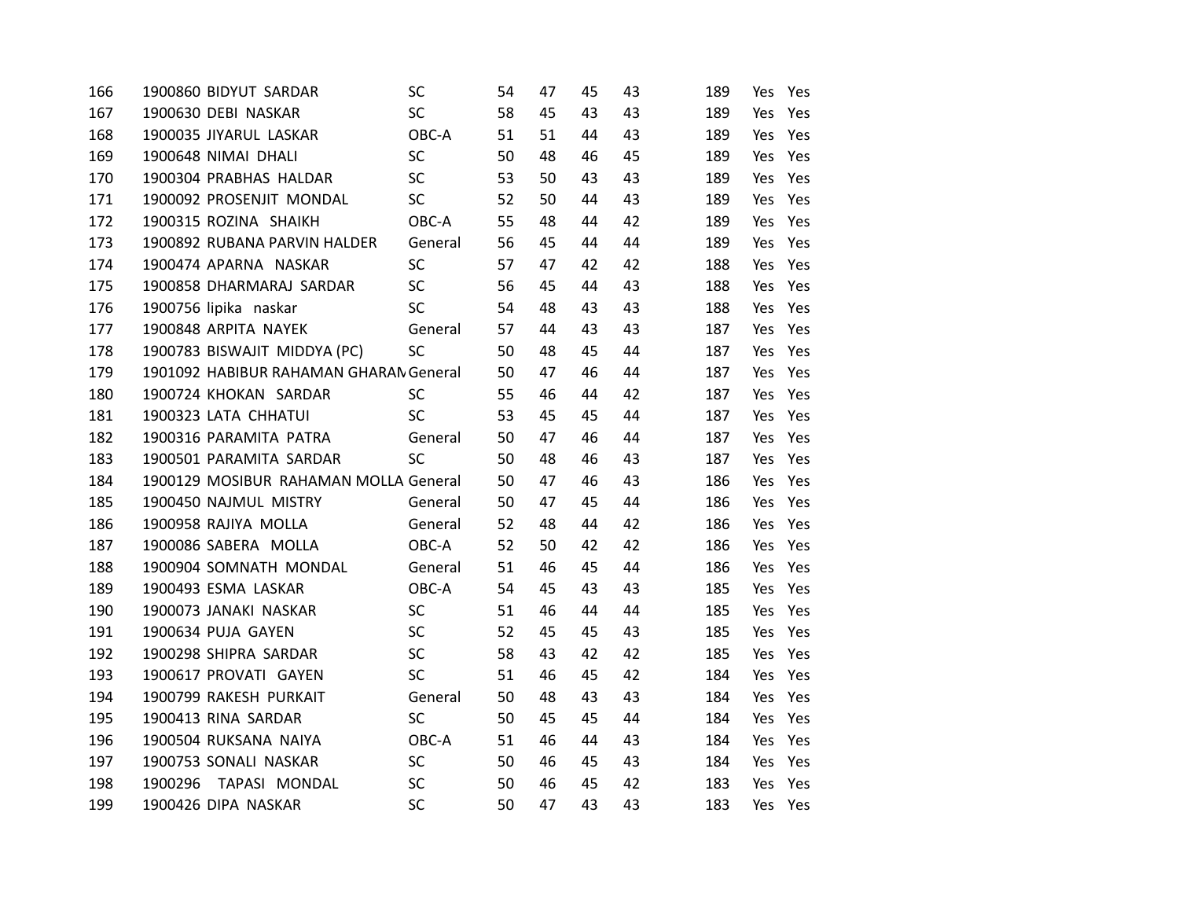| | | | | | | | | | | |
|---|---|---|---|---|---|---|---|---|---|---|
| 166 | 1900860 | BIDYUT SARDAR | SC | 54 | 47 | 45 | 43 | 189 | Yes | Yes |
| 167 | 1900630 | DEBI NASKAR | SC | 58 | 45 | 43 | 43 | 189 | Yes | Yes |
| 168 | 1900035 | JIYARUL LASKAR | OBC-A | 51 | 51 | 44 | 43 | 189 | Yes | Yes |
| 169 | 1900648 | NIMAI DHALI | SC | 50 | 48 | 46 | 45 | 189 | Yes | Yes |
| 170 | 1900304 | PRABHAS HALDAR | SC | 53 | 50 | 43 | 43 | 189 | Yes | Yes |
| 171 | 1900092 | PROSENJIT MONDAL | SC | 52 | 50 | 44 | 43 | 189 | Yes | Yes |
| 172 | 1900315 | ROZINA SHAIKH | OBC-A | 55 | 48 | 44 | 42 | 189 | Yes | Yes |
| 173 | 1900892 | RUBANA PARVIN HALDER | General | 56 | 45 | 44 | 44 | 189 | Yes | Yes |
| 174 | 1900474 | APARNA NASKAR | SC | 57 | 47 | 42 | 42 | 188 | Yes | Yes |
| 175 | 1900858 | DHARMARAJ SARDAR | SC | 56 | 45 | 44 | 43 | 188 | Yes | Yes |
| 176 | 1900756 | lipika naskar | SC | 54 | 48 | 43 | 43 | 188 | Yes | Yes |
| 177 | 1900848 | ARPITA NAYEK | General | 57 | 44 | 43 | 43 | 187 | Yes | Yes |
| 178 | 1900783 | BISWAJIT MIDDYA (PC) | SC | 50 | 48 | 45 | 44 | 187 | Yes | Yes |
| 179 | 1901092 | HABIBUR RAHAMAN GHARAM | General | 50 | 47 | 46 | 44 | 187 | Yes | Yes |
| 180 | 1900724 | KHOKAN SARDAR | SC | 55 | 46 | 44 | 42 | 187 | Yes | Yes |
| 181 | 1900323 | LATA CHHATUI | SC | 53 | 45 | 45 | 44 | 187 | Yes | Yes |
| 182 | 1900316 | PARAMITA PATRA | General | 50 | 47 | 46 | 44 | 187 | Yes | Yes |
| 183 | 1900501 | PARAMITA SARDAR | SC | 50 | 48 | 46 | 43 | 187 | Yes | Yes |
| 184 | 1900129 | MOSIBUR RAHAMAN MOLLA | General | 50 | 47 | 46 | 43 | 186 | Yes | Yes |
| 185 | 1900450 | NAJMUL MISTRY | General | 50 | 47 | 45 | 44 | 186 | Yes | Yes |
| 186 | 1900958 | RAJIYA MOLLA | General | 52 | 48 | 44 | 42 | 186 | Yes | Yes |
| 187 | 1900086 | SABERA MOLLA | OBC-A | 52 | 50 | 42 | 42 | 186 | Yes | Yes |
| 188 | 1900904 | SOMNATH MONDAL | General | 51 | 46 | 45 | 44 | 186 | Yes | Yes |
| 189 | 1900493 | ESMA LASKAR | OBC-A | 54 | 45 | 43 | 43 | 185 | Yes | Yes |
| 190 | 1900073 | JANAKI NASKAR | SC | 51 | 46 | 44 | 44 | 185 | Yes | Yes |
| 191 | 1900634 | PUJA GAYEN | SC | 52 | 45 | 45 | 43 | 185 | Yes | Yes |
| 192 | 1900298 | SHIPRA SARDAR | SC | 58 | 43 | 42 | 42 | 185 | Yes | Yes |
| 193 | 1900617 | PROVATI GAYEN | SC | 51 | 46 | 45 | 42 | 184 | Yes | Yes |
| 194 | 1900799 | RAKESH PURKAIT | General | 50 | 48 | 43 | 43 | 184 | Yes | Yes |
| 195 | 1900413 | RINA SARDAR | SC | 50 | 45 | 45 | 44 | 184 | Yes | Yes |
| 196 | 1900504 | RUKSANA NAIYA | OBC-A | 51 | 46 | 44 | 43 | 184 | Yes | Yes |
| 197 | 1900753 | SONALI NASKAR | SC | 50 | 46 | 45 | 43 | 184 | Yes | Yes |
| 198 | 1900296 | TAPASI MONDAL | SC | 50 | 46 | 45 | 42 | 183 | Yes | Yes |
| 199 | 1900426 | DIPA NASKAR | SC | 50 | 47 | 43 | 43 | 183 | Yes | Yes |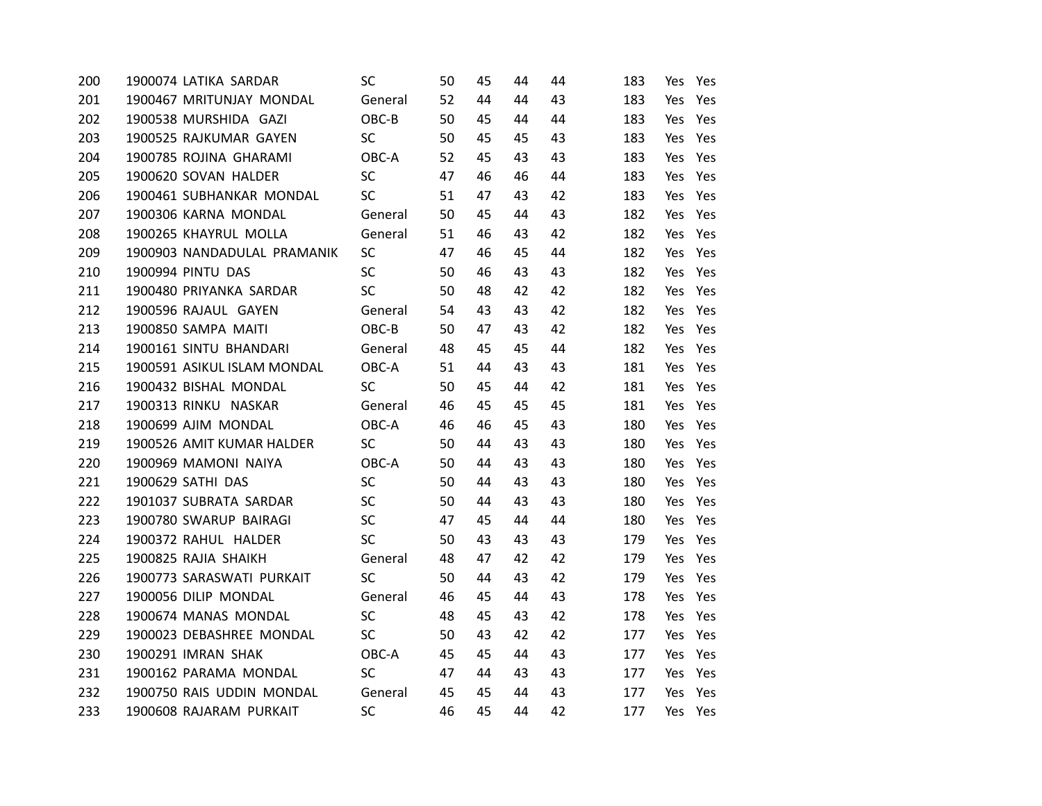| | | | | | | | | | | |
|---|---|---|---|---|---|---|---|---|---|---|
| 200 | 1900074 | LATIKA SARDAR | SC | 50 | 45 | 44 | 44 | 183 | Yes | Yes |
| 201 | 1900467 | MRITUNJAY MONDAL | General | 52 | 44 | 44 | 43 | 183 | Yes | Yes |
| 202 | 1900538 | MURSHIDA GAZI | OBC-B | 50 | 45 | 44 | 44 | 183 | Yes | Yes |
| 203 | 1900525 | RAJKUMAR GAYEN | SC | 50 | 45 | 45 | 43 | 183 | Yes | Yes |
| 204 | 1900785 | ROJINA GHARAMI | OBC-A | 52 | 45 | 43 | 43 | 183 | Yes | Yes |
| 205 | 1900620 | SOVAN HALDER | SC | 47 | 46 | 46 | 44 | 183 | Yes | Yes |
| 206 | 1900461 | SUBHANKAR MONDAL | SC | 51 | 47 | 43 | 42 | 183 | Yes | Yes |
| 207 | 1900306 | KARNA MONDAL | General | 50 | 45 | 44 | 43 | 182 | Yes | Yes |
| 208 | 1900265 | KHAYRUL MOLLA | General | 51 | 46 | 43 | 42 | 182 | Yes | Yes |
| 209 | 1900903 | NANDADULAL PRAMANIK | SC | 47 | 46 | 45 | 44 | 182 | Yes | Yes |
| 210 | 1900994 | PINTU DAS | SC | 50 | 46 | 43 | 43 | 182 | Yes | Yes |
| 211 | 1900480 | PRIYANKA SARDAR | SC | 50 | 48 | 42 | 42 | 182 | Yes | Yes |
| 212 | 1900596 | RAJAUL GAYEN | General | 54 | 43 | 43 | 42 | 182 | Yes | Yes |
| 213 | 1900850 | SAMPA MAITI | OBC-B | 50 | 47 | 43 | 42 | 182 | Yes | Yes |
| 214 | 1900161 | SINTU BHANDARI | General | 48 | 45 | 45 | 44 | 182 | Yes | Yes |
| 215 | 1900591 | ASIKUL ISLAM MONDAL | OBC-A | 51 | 44 | 43 | 43 | 181 | Yes | Yes |
| 216 | 1900432 | BISHAL MONDAL | SC | 50 | 45 | 44 | 42 | 181 | Yes | Yes |
| 217 | 1900313 | RINKU NASKAR | General | 46 | 45 | 45 | 45 | 181 | Yes | Yes |
| 218 | 1900699 | AJIM MONDAL | OBC-A | 46 | 46 | 45 | 43 | 180 | Yes | Yes |
| 219 | 1900526 | AMIT KUMAR HALDER | SC | 50 | 44 | 43 | 43 | 180 | Yes | Yes |
| 220 | 1900969 | MAMONI NAIYA | OBC-A | 50 | 44 | 43 | 43 | 180 | Yes | Yes |
| 221 | 1900629 | SATHI DAS | SC | 50 | 44 | 43 | 43 | 180 | Yes | Yes |
| 222 | 1901037 | SUBRATA SARDAR | SC | 50 | 44 | 43 | 43 | 180 | Yes | Yes |
| 223 | 1900780 | SWARUP BAIRAGI | SC | 47 | 45 | 44 | 44 | 180 | Yes | Yes |
| 224 | 1900372 | RAHUL HALDER | SC | 50 | 43 | 43 | 43 | 179 | Yes | Yes |
| 225 | 1900825 | RAJIA SHAIKH | General | 48 | 47 | 42 | 42 | 179 | Yes | Yes |
| 226 | 1900773 | SARASWATI PURKAIT | SC | 50 | 44 | 43 | 42 | 179 | Yes | Yes |
| 227 | 1900056 | DILIP MONDAL | General | 46 | 45 | 44 | 43 | 178 | Yes | Yes |
| 228 | 1900674 | MANAS MONDAL | SC | 48 | 45 | 43 | 42 | 178 | Yes | Yes |
| 229 | 1900023 | DEBASHREE MONDAL | SC | 50 | 43 | 42 | 42 | 177 | Yes | Yes |
| 230 | 1900291 | IMRAN SHAK | OBC-A | 45 | 45 | 44 | 43 | 177 | Yes | Yes |
| 231 | 1900162 | PARAMA MONDAL | SC | 47 | 44 | 43 | 43 | 177 | Yes | Yes |
| 232 | 1900750 | RAIS UDDIN MONDAL | General | 45 | 45 | 44 | 43 | 177 | Yes | Yes |
| 233 | 1900608 | RAJARAM PURKAIT | SC | 46 | 45 | 44 | 42 | 177 | Yes | Yes |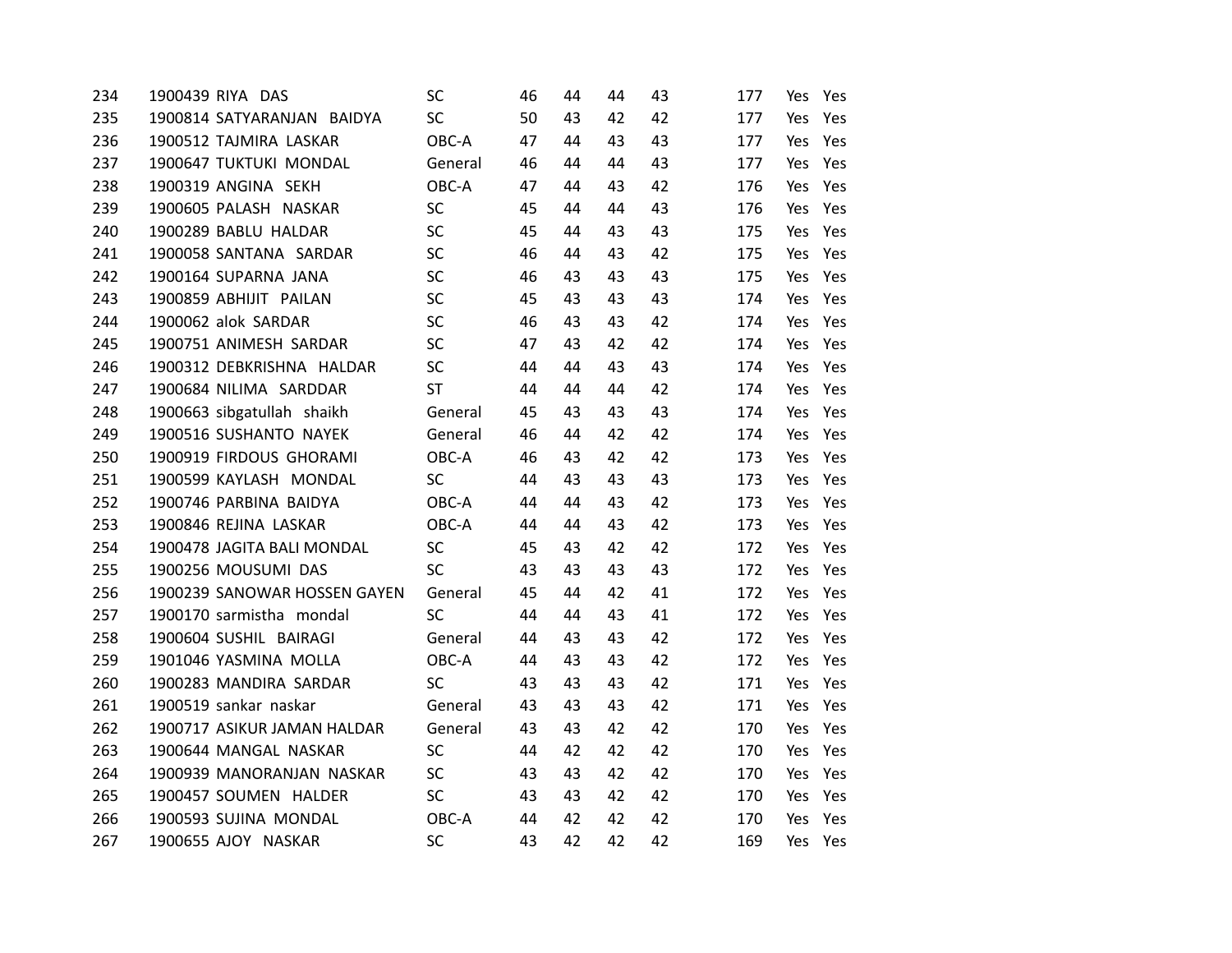| | | | | | | | | | | |
|---|---|---|---|---|---|---|---|---|---|---|
| 234 | 1900439 | RIYA DAS | SC | 46 | 44 | 44 | 43 | 177 | Yes | Yes |
| 235 | 1900814 | SATYARANJAN BAIDYA | SC | 50 | 43 | 42 | 42 | 177 | Yes | Yes |
| 236 | 1900512 | TAJMIRA LASKAR | OBC-A | 47 | 44 | 43 | 43 | 177 | Yes | Yes |
| 237 | 1900647 | TUKTUKI MONDAL | General | 46 | 44 | 44 | 43 | 177 | Yes | Yes |
| 238 | 1900319 | ANGINA SEKH | OBC-A | 47 | 44 | 43 | 42 | 176 | Yes | Yes |
| 239 | 1900605 | PALASH NASKAR | SC | 45 | 44 | 44 | 43 | 176 | Yes | Yes |
| 240 | 1900289 | BABLU HALDAR | SC | 45 | 44 | 43 | 43 | 175 | Yes | Yes |
| 241 | 1900058 | SANTANA SARDAR | SC | 46 | 44 | 43 | 42 | 175 | Yes | Yes |
| 242 | 1900164 | SUPARNA JANA | SC | 46 | 43 | 43 | 43 | 175 | Yes | Yes |
| 243 | 1900859 | ABHIJIT PAILAN | SC | 45 | 43 | 43 | 43 | 174 | Yes | Yes |
| 244 | 1900062 | alok SARDAR | SC | 46 | 43 | 43 | 42 | 174 | Yes | Yes |
| 245 | 1900751 | ANIMESH SARDAR | SC | 47 | 43 | 42 | 42 | 174 | Yes | Yes |
| 246 | 1900312 | DEBKRISHNA HALDAR | SC | 44 | 44 | 43 | 43 | 174 | Yes | Yes |
| 247 | 1900684 | NILIMA SARDDAR | ST | 44 | 44 | 44 | 42 | 174 | Yes | Yes |
| 248 | 1900663 | sibgatullah shaikh | General | 45 | 43 | 43 | 43 | 174 | Yes | Yes |
| 249 | 1900516 | SUSHANTO NAYEK | General | 46 | 44 | 42 | 42 | 174 | Yes | Yes |
| 250 | 1900919 | FIRDOUS GHORAMI | OBC-A | 46 | 43 | 42 | 42 | 173 | Yes | Yes |
| 251 | 1900599 | KAYLASH MONDAL | SC | 44 | 43 | 43 | 43 | 173 | Yes | Yes |
| 252 | 1900746 | PARBINA BAIDYA | OBC-A | 44 | 44 | 43 | 42 | 173 | Yes | Yes |
| 253 | 1900846 | REJINA LASKAR | OBC-A | 44 | 44 | 43 | 42 | 173 | Yes | Yes |
| 254 | 1900478 | JAGITA BALI MONDAL | SC | 45 | 43 | 42 | 42 | 172 | Yes | Yes |
| 255 | 1900256 | MOUSUMI DAS | SC | 43 | 43 | 43 | 43 | 172 | Yes | Yes |
| 256 | 1900239 | SANOWAR HOSSEN GAYEN | General | 45 | 44 | 42 | 41 | 172 | Yes | Yes |
| 257 | 1900170 | sarmistha mondal | SC | 44 | 44 | 43 | 41 | 172 | Yes | Yes |
| 258 | 1900604 | SUSHIL BAIRAGI | General | 44 | 43 | 43 | 42 | 172 | Yes | Yes |
| 259 | 1901046 | YASMINA MOLLA | OBC-A | 44 | 43 | 43 | 42 | 172 | Yes | Yes |
| 260 | 1900283 | MANDIRA SARDAR | SC | 43 | 43 | 43 | 42 | 171 | Yes | Yes |
| 261 | 1900519 | sankar naskar | General | 43 | 43 | 43 | 42 | 171 | Yes | Yes |
| 262 | 1900717 | ASIKUR JAMAN HALDAR | General | 43 | 43 | 42 | 42 | 170 | Yes | Yes |
| 263 | 1900644 | MANGAL NASKAR | SC | 44 | 42 | 42 | 42 | 170 | Yes | Yes |
| 264 | 1900939 | MANORANJAN NASKAR | SC | 43 | 43 | 42 | 42 | 170 | Yes | Yes |
| 265 | 1900457 | SOUMEN HALDER | SC | 43 | 43 | 42 | 42 | 170 | Yes | Yes |
| 266 | 1900593 | SUJINA MONDAL | OBC-A | 44 | 42 | 42 | 42 | 170 | Yes | Yes |
| 267 | 1900655 | AJOY NASKAR | SC | 43 | 42 | 42 | 42 | 169 | Yes | Yes |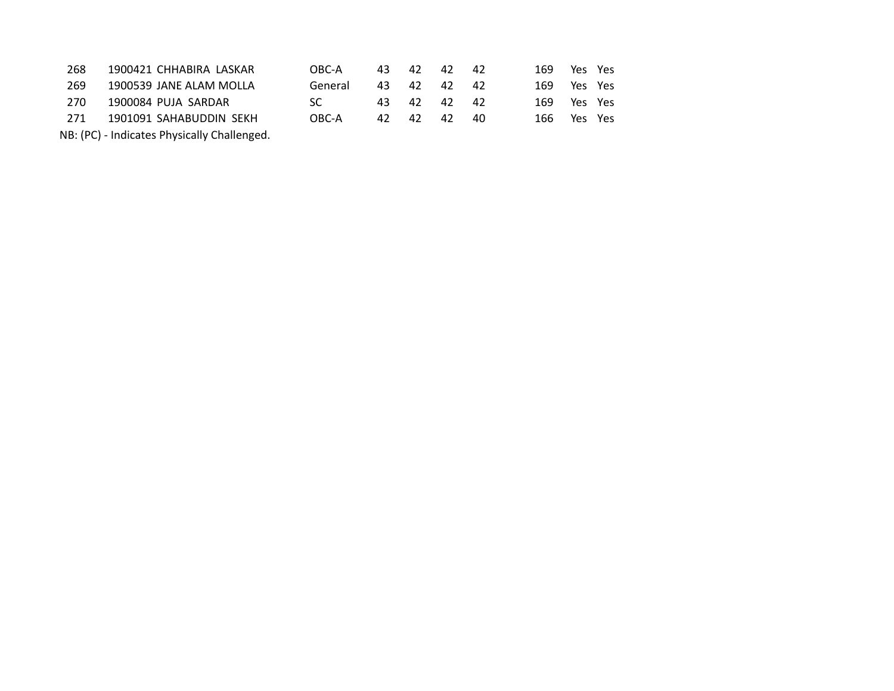| | | | | | | | | | | |
|---|---|---|---|---|---|---|---|---|---|---|
| 268 | 1900421 | CHHABIRA  LASKAR | OBC-A | 43 | 42 | 42 | 42 | 169 | Yes | Yes |
| 269 | 1900539 | JANE ALAM MOLLA | General | 43 | 42 | 42 | 42 | 169 | Yes | Yes |
| 270 | 1900084 | PUJA  SARDAR | SC | 43 | 42 | 42 | 42 | 169 | Yes | Yes |
| 271 | 1901091 | SAHABUDDIN  SEKH | OBC-A | 42 | 42 | 42 | 40 | 166 | Yes | Yes |

NB: (PC) - Indicates Physically Challenged.